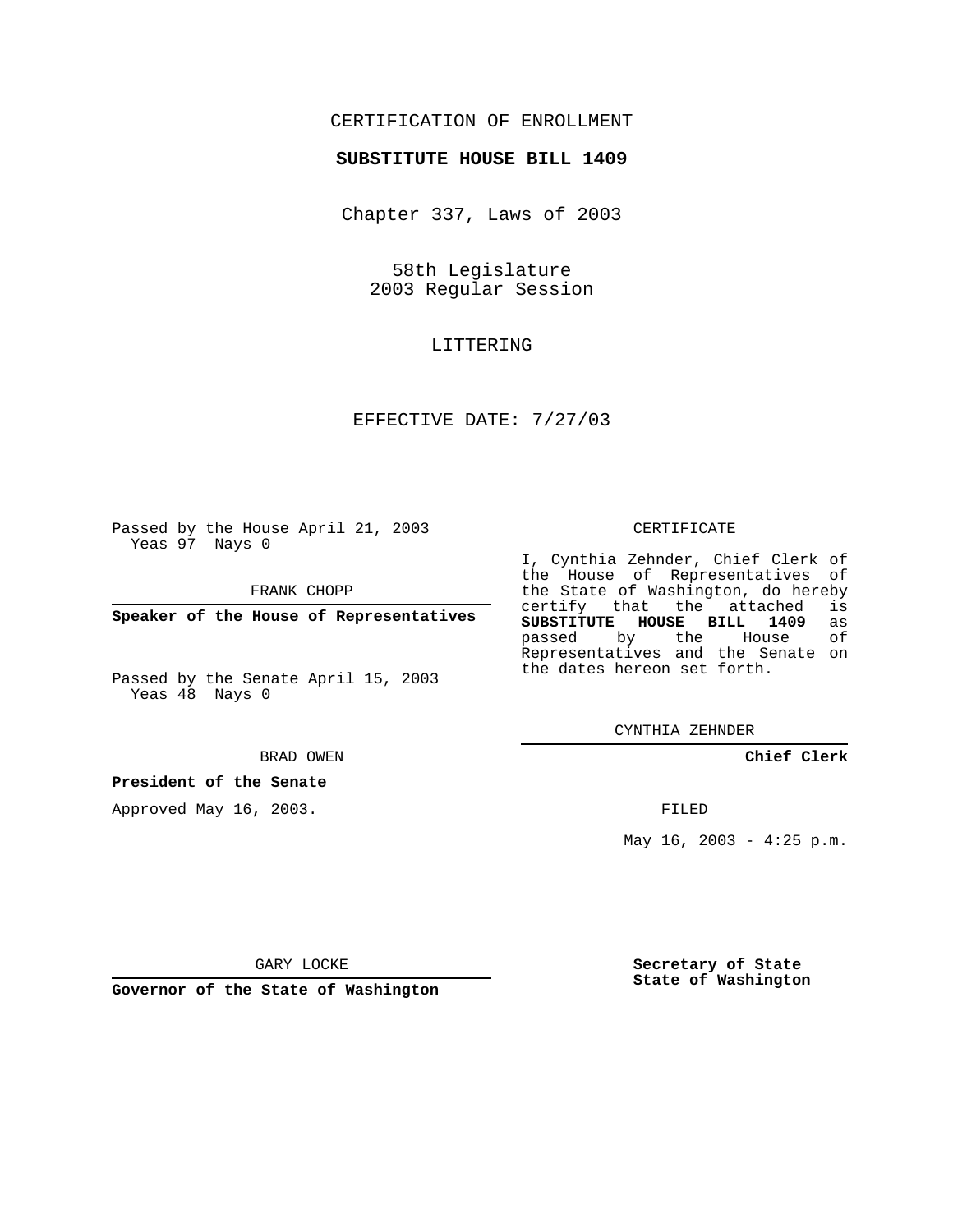CERTIFICATION OF ENROLLMENT

**SUBSTITUTE HOUSE BILL 1409**

Chapter 337, Laws of 2003

58th Legislature
2003 Regular Session

LITTERING

EFFECTIVE DATE: 7/27/03

Passed by the House April 21, 2003
Yeas 97 Nays 0

FRANK CHOPP

**Speaker of the House of Representatives**

Passed by the Senate April 15, 2003
Yeas 48 Nays 0

BRAD OWEN

**President of the Senate**

Approved May 16, 2003.

GARY LOCKE

**Governor of the State of Washington**

CERTIFICATE

I, Cynthia Zehnder, Chief Clerk of the House of Representatives of the State of Washington, do hereby certify that the attached is **SUBSTITUTE HOUSE BILL 1409** as passed by the House of Representatives and the Senate on the dates hereon set forth.

CYNTHIA ZEHNDER

**Chief Clerk**

FILED

May 16, 2003 - 4:25 p.m.

**Secretary of State**
**State of Washington**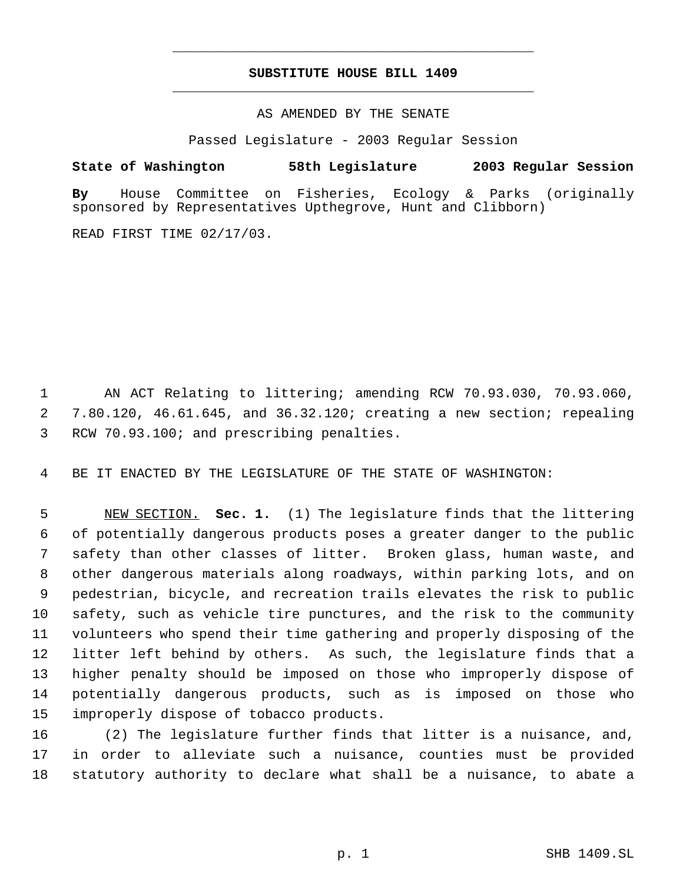# SUBSTITUTE HOUSE BILL 1409

AS AMENDED BY THE SENATE

Passed Legislature - 2003 Regular Session

**State of Washington 58th Legislature 2003 Regular Session**

**By** House Committee on Fisheries, Ecology & Parks (originally sponsored by Representatives Upthegrove, Hunt and Clibborn)

READ FIRST TIME 02/17/03.

AN ACT Relating to littering; amending RCW 70.93.030, 70.93.060, 7.80.120, 46.61.645, and 36.32.120; creating a new section; repealing RCW 70.93.100; and prescribing penalties.

BE IT ENACTED BY THE LEGISLATURE OF THE STATE OF WASHINGTON:

NEW SECTION. **Sec. 1.** (1) The legislature finds that the littering of potentially dangerous products poses a greater danger to the public safety than other classes of litter. Broken glass, human waste, and other dangerous materials along roadways, within parking lots, and on pedestrian, bicycle, and recreation trails elevates the risk to public safety, such as vehicle tire punctures, and the risk to the community volunteers who spend their time gathering and properly disposing of the litter left behind by others. As such, the legislature finds that a higher penalty should be imposed on those who improperly dispose of potentially dangerous products, such as is imposed on those who improperly dispose of tobacco products.

(2) The legislature further finds that litter is a nuisance, and, in order to alleviate such a nuisance, counties must be provided statutory authority to declare what shall be a nuisance, to abate a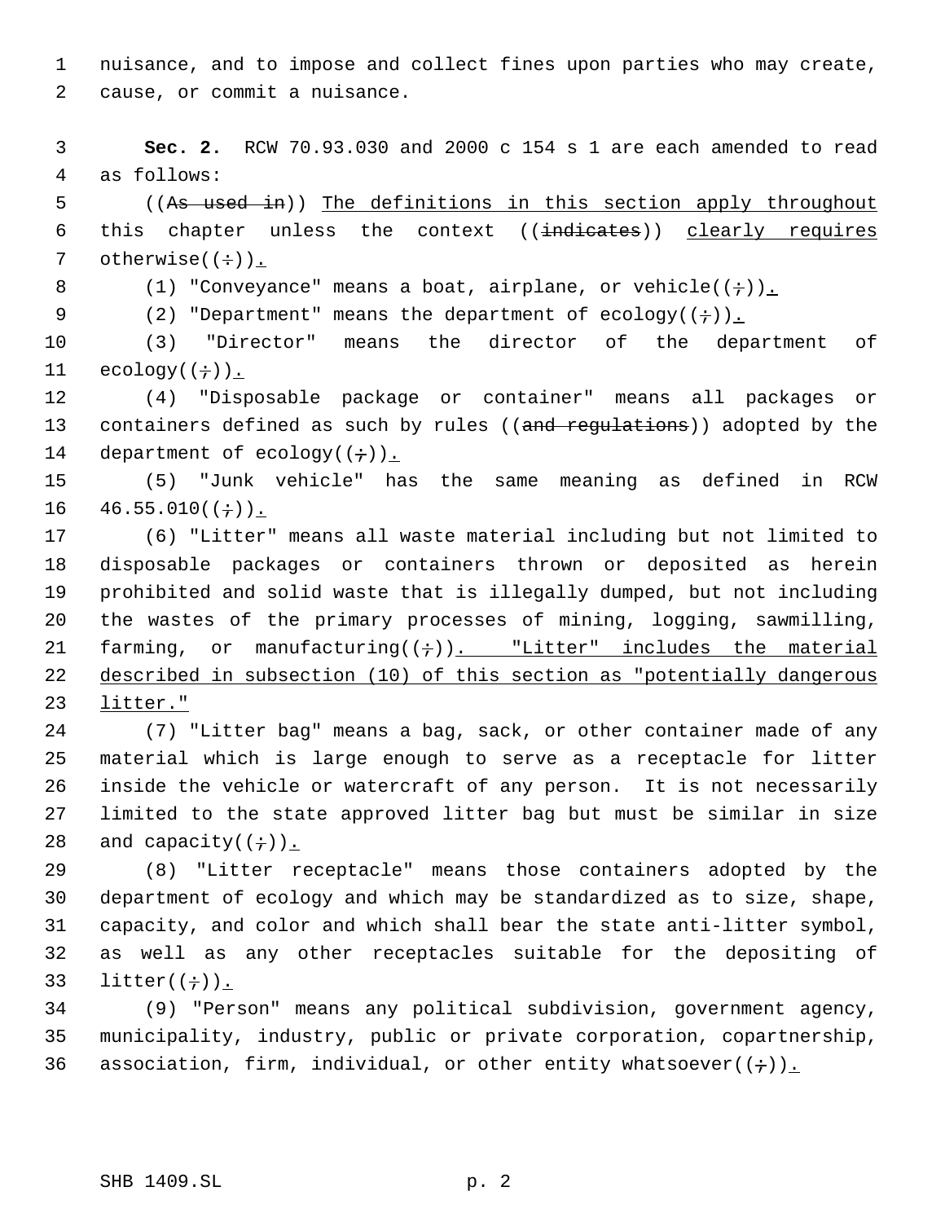nuisance, and to impose and collect fines upon parties who may create, cause, or commit a nuisance.

**Sec. 2.** RCW 70.93.030 and 2000 c 154 s 1 are each amended to read as follows:

((~~As used in~~)) The definitions in this section apply throughout this chapter unless the context ((~~indicates~~)) clearly requires otherwise((~~:~~)).

(1) "Conveyance" means a boat, airplane, or vehicle((~~;~~)).

(2) "Department" means the department of ecology((~~;~~)).

(3) "Director" means the director of the department of ecology((~~;~~)).

(4) "Disposable package or container" means all packages or containers defined as such by rules ((~~and regulations~~)) adopted by the department of ecology((~~;~~)).

(5) "Junk vehicle" has the same meaning as defined in RCW 46.55.010((~~;~~)).

(6) "Litter" means all waste material including but not limited to disposable packages or containers thrown or deposited as herein prohibited and solid waste that is illegally dumped, but not including the wastes of the primary processes of mining, logging, sawmilling, farming, or manufacturing((~~;~~)). "Litter" includes the material described in subsection (10) of this section as "potentially dangerous litter."

(7) "Litter bag" means a bag, sack, or other container made of any material which is large enough to serve as a receptacle for litter inside the vehicle or watercraft of any person. It is not necessarily limited to the state approved litter bag but must be similar in size and capacity((~~;~~)).

(8) "Litter receptacle" means those containers adopted by the department of ecology and which may be standardized as to size, shape, capacity, and color and which shall bear the state anti-litter symbol, as well as any other receptacles suitable for the depositing of litter((~~;~~)).

(9) "Person" means any political subdivision, government agency, municipality, industry, public or private corporation, copartnership, association, firm, individual, or other entity whatsoever((~~;~~)).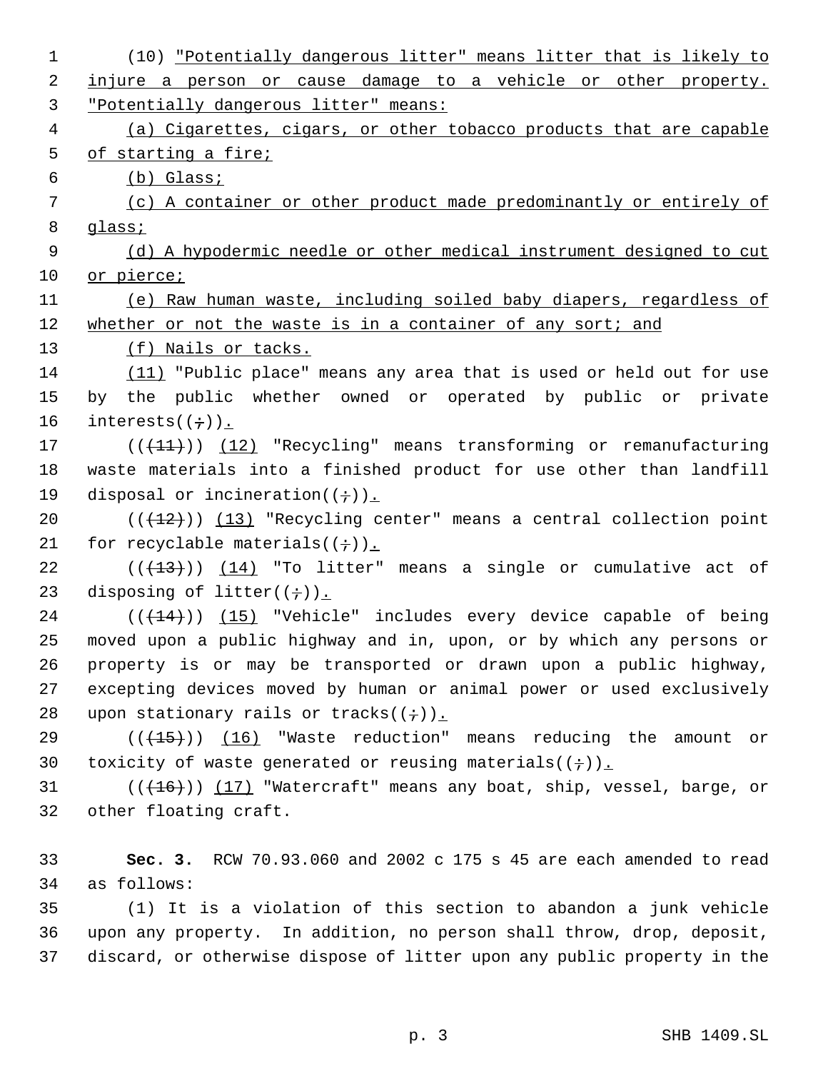(10) "Potentially dangerous litter" means litter that is likely to injure a person or cause damage to a vehicle or other property. "Potentially dangerous litter" means:

(a) Cigarettes, cigars, or other tobacco products that are capable of starting a fire;

(b) Glass;

(c) A container or other product made predominantly or entirely of glass;

(d) A hypodermic needle or other medical instrument designed to cut or pierce;

(e) Raw human waste, including soiled baby diapers, regardless of whether or not the waste is in a container of any sort; and

(f) Nails or tacks.

(11) "Public place" means any area that is used or held out for use by the public whether owned or operated by public or private interests((;)).

(((11))) (12) "Recycling" means transforming or remanufacturing waste materials into a finished product for use other than landfill disposal or incineration((;)).

(((12))) (13) "Recycling center" means a central collection point for recyclable materials((;)).

(((13))) (14) "To litter" means a single or cumulative act of disposing of litter((;)).

(((14))) (15) "Vehicle" includes every device capable of being moved upon a public highway and in, upon, or by which any persons or property is or may be transported or drawn upon a public highway, excepting devices moved by human or animal power or used exclusively upon stationary rails or tracks((;)).

(((15))) (16) "Waste reduction" means reducing the amount or toxicity of waste generated or reusing materials((;)).

(((16))) (17) "Watercraft" means any boat, ship, vessel, barge, or other floating craft.

**Sec. 3.** RCW 70.93.060 and 2002 c 175 s 45 are each amended to read as follows:

(1) It is a violation of this section to abandon a junk vehicle upon any property. In addition, no person shall throw, drop, deposit, discard, or otherwise dispose of litter upon any public property in the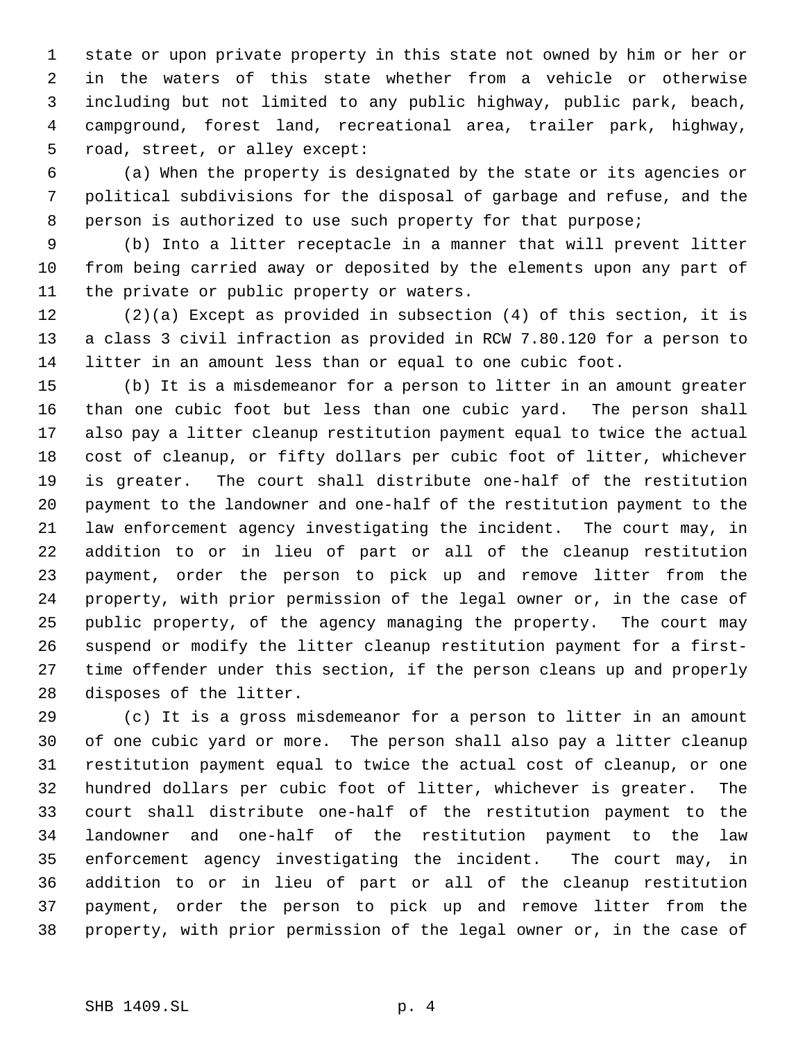state or upon private property in this state not owned by him or her or in the waters of this state whether from a vehicle or otherwise including but not limited to any public highway, public park, beach, campground, forest land, recreational area, trailer park, highway, road, street, or alley except:

(a) When the property is designated by the state or its agencies or political subdivisions for the disposal of garbage and refuse, and the person is authorized to use such property for that purpose;

(b) Into a litter receptacle in a manner that will prevent litter from being carried away or deposited by the elements upon any part of the private or public property or waters.

(2)(a) Except as provided in subsection (4) of this section, it is a class 3 civil infraction as provided in RCW 7.80.120 for a person to litter in an amount less than or equal to one cubic foot.

(b) It is a misdemeanor for a person to litter in an amount greater than one cubic foot but less than one cubic yard. The person shall also pay a litter cleanup restitution payment equal to twice the actual cost of cleanup, or fifty dollars per cubic foot of litter, whichever is greater. The court shall distribute one-half of the restitution payment to the landowner and one-half of the restitution payment to the law enforcement agency investigating the incident. The court may, in addition to or in lieu of part or all of the cleanup restitution payment, order the person to pick up and remove litter from the property, with prior permission of the legal owner or, in the case of public property, of the agency managing the property. The court may suspend or modify the litter cleanup restitution payment for a first-time offender under this section, if the person cleans up and properly disposes of the litter.

(c) It is a gross misdemeanor for a person to litter in an amount of one cubic yard or more. The person shall also pay a litter cleanup restitution payment equal to twice the actual cost of cleanup, or one hundred dollars per cubic foot of litter, whichever is greater. The court shall distribute one-half of the restitution payment to the landowner and one-half of the restitution payment to the law enforcement agency investigating the incident. The court may, in addition to or in lieu of part or all of the cleanup restitution payment, order the person to pick up and remove litter from the property, with prior permission of the legal owner or, in the case of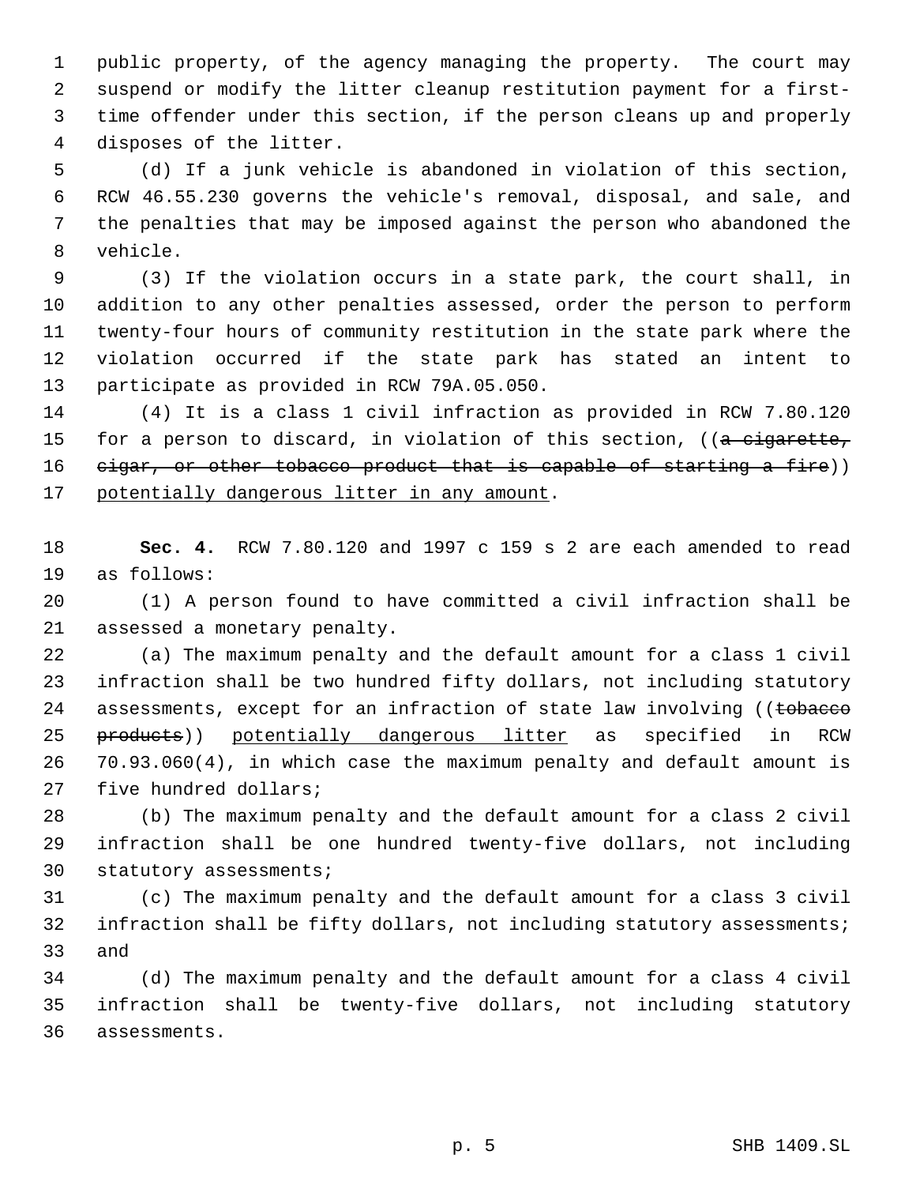public property, of the agency managing the property. The court may suspend or modify the litter cleanup restitution payment for a first-time offender under this section, if the person cleans up and properly disposes of the litter.

(d) If a junk vehicle is abandoned in violation of this section, RCW 46.55.230 governs the vehicle's removal, disposal, and sale, and the penalties that may be imposed against the person who abandoned the vehicle.

(3) If the violation occurs in a state park, the court shall, in addition to any other penalties assessed, order the person to perform twenty-four hours of community restitution in the state park where the violation occurred if the state park has stated an intent to participate as provided in RCW 79A.05.050.

(4) It is a class 1 civil infraction as provided in RCW 7.80.120 for a person to discard, in violation of this section, ((~~a cigarette, cigar, or other tobacco product that is capable of starting a fire~~)) potentially dangerous litter in any amount.

**Sec. 4.** RCW 7.80.120 and 1997 c 159 s 2 are each amended to read as follows:

(1) A person found to have committed a civil infraction shall be assessed a monetary penalty.

(a) The maximum penalty and the default amount for a class 1 civil infraction shall be two hundred fifty dollars, not including statutory assessments, except for an infraction of state law involving ((~~tobacco products~~)) potentially dangerous litter as specified in RCW 70.93.060(4), in which case the maximum penalty and default amount is five hundred dollars;

(b) The maximum penalty and the default amount for a class 2 civil infraction shall be one hundred twenty-five dollars, not including statutory assessments;

(c) The maximum penalty and the default amount for a class 3 civil infraction shall be fifty dollars, not including statutory assessments; and

(d) The maximum penalty and the default amount for a class 4 civil infraction shall be twenty-five dollars, not including statutory assessments.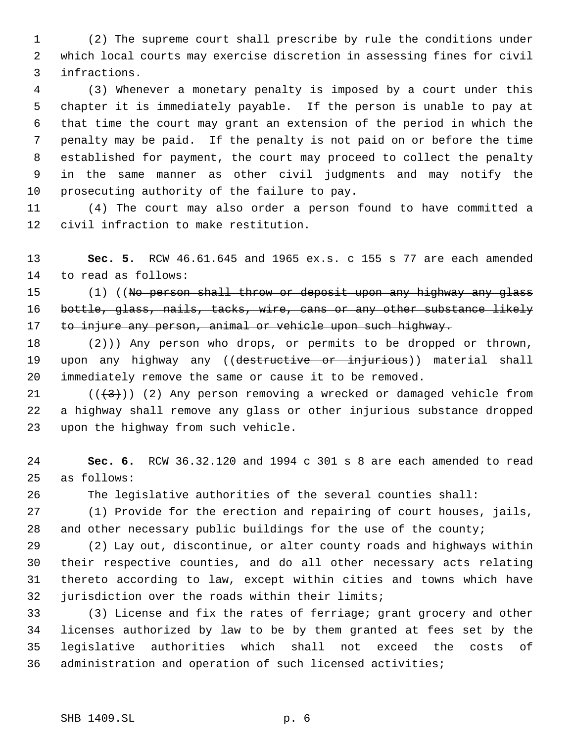(2) The supreme court shall prescribe by rule the conditions under which local courts may exercise discretion in assessing fines for civil infractions.

(3) Whenever a monetary penalty is imposed by a court under this chapter it is immediately payable. If the person is unable to pay at that time the court may grant an extension of the period in which the penalty may be paid. If the penalty is not paid on or before the time established for payment, the court may proceed to collect the penalty in the same manner as other civil judgments and may notify the prosecuting authority of the failure to pay.

(4) The court may also order a person found to have committed a civil infraction to make restitution.

**Sec. 5.** RCW 46.61.645 and 1965 ex.s. c 155 s 77 are each amended to read as follows:

(1) ((~~No person shall throw or deposit upon any highway any glass bottle, glass, nails, tacks, wire, cans or any other substance likely to injure any person, animal or vehicle upon such highway.~~

~~(2)~~)) Any person who drops, or permits to be dropped or thrown, upon any highway any ((~~destructive or injurious~~)) material shall immediately remove the same or cause it to be removed.

((~~(3)~~)) <u>(2)</u> Any person removing a wrecked or damaged vehicle from a highway shall remove any glass or other injurious substance dropped upon the highway from such vehicle.

**Sec. 6.** RCW 36.32.120 and 1994 c 301 s 8 are each amended to read as follows:

The legislative authorities of the several counties shall:

(1) Provide for the erection and repairing of court houses, jails, and other necessary public buildings for the use of the county;

(2) Lay out, discontinue, or alter county roads and highways within their respective counties, and do all other necessary acts relating thereto according to law, except within cities and towns which have jurisdiction over the roads within their limits;

(3) License and fix the rates of ferriage; grant grocery and other licenses authorized by law to be by them granted at fees set by the legislative authorities which shall not exceed the costs of administration and operation of such licensed activities;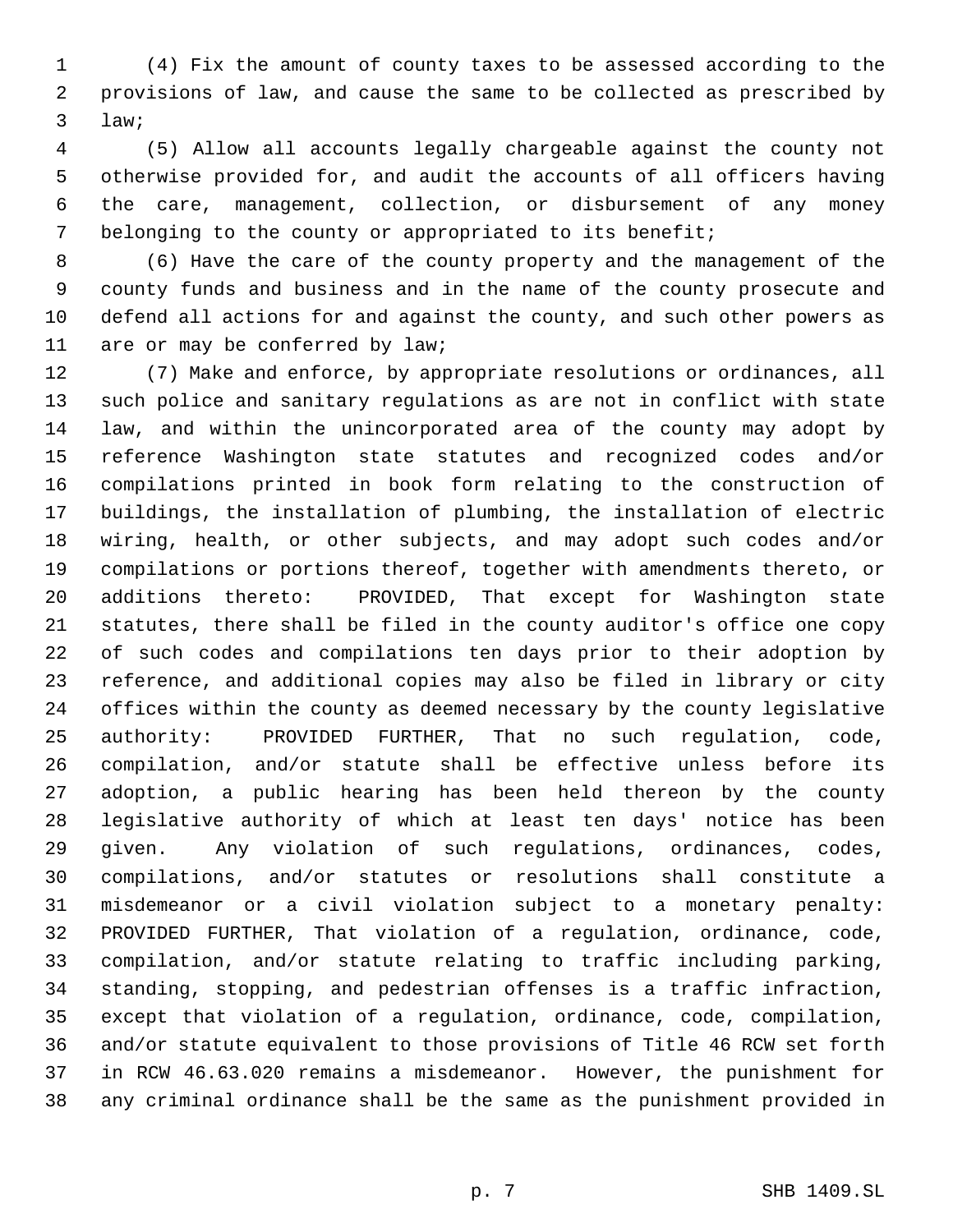(4) Fix the amount of county taxes to be assessed according to the provisions of law, and cause the same to be collected as prescribed by law;

(5) Allow all accounts legally chargeable against the county not otherwise provided for, and audit the accounts of all officers having the care, management, collection, or disbursement of any money belonging to the county or appropriated to its benefit;

(6) Have the care of the county property and the management of the county funds and business and in the name of the county prosecute and defend all actions for and against the county, and such other powers as are or may be conferred by law;

(7) Make and enforce, by appropriate resolutions or ordinances, all such police and sanitary regulations as are not in conflict with state law, and within the unincorporated area of the county may adopt by reference Washington state statutes and recognized codes and/or compilations printed in book form relating to the construction of buildings, the installation of plumbing, the installation of electric wiring, health, or other subjects, and may adopt such codes and/or compilations or portions thereof, together with amendments thereto, or additions thereto: PROVIDED, That except for Washington state statutes, there shall be filed in the county auditor's office one copy of such codes and compilations ten days prior to their adoption by reference, and additional copies may also be filed in library or city offices within the county as deemed necessary by the county legislative authority: PROVIDED FURTHER, That no such regulation, code, compilation, and/or statute shall be effective unless before its adoption, a public hearing has been held thereon by the county legislative authority of which at least ten days' notice has been given. Any violation of such regulations, ordinances, codes, compilations, and/or statutes or resolutions shall constitute a misdemeanor or a civil violation subject to a monetary penalty: PROVIDED FURTHER, That violation of a regulation, ordinance, code, compilation, and/or statute relating to traffic including parking, standing, stopping, and pedestrian offenses is a traffic infraction, except that violation of a regulation, ordinance, code, compilation, and/or statute equivalent to those provisions of Title 46 RCW set forth in RCW 46.63.020 remains a misdemeanor. However, the punishment for any criminal ordinance shall be the same as the punishment provided in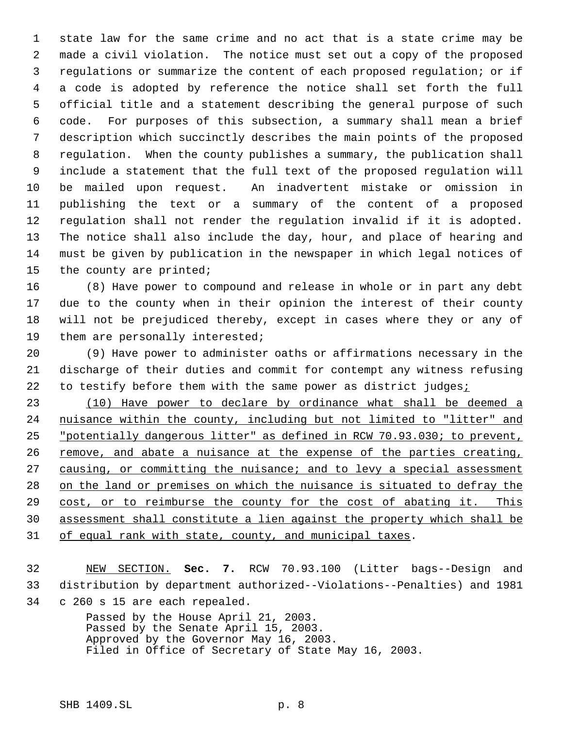state law for the same crime and no act that is a state crime may be made a civil violation. The notice must set out a copy of the proposed regulations or summarize the content of each proposed regulation; or if a code is adopted by reference the notice shall set forth the full official title and a statement describing the general purpose of such code. For purposes of this subsection, a summary shall mean a brief description which succinctly describes the main points of the proposed regulation. When the county publishes a summary, the publication shall include a statement that the full text of the proposed regulation will be mailed upon request. An inadvertent mistake or omission in publishing the text or a summary of the content of a proposed regulation shall not render the regulation invalid if it is adopted. The notice shall also include the day, hour, and place of hearing and must be given by publication in the newspaper in which legal notices of the county are printed;

(8) Have power to compound and release in whole or in part any debt due to the county when in their opinion the interest of their county will not be prejudiced thereby, except in cases where they or any of them are personally interested;

(9) Have power to administer oaths or affirmations necessary in the discharge of their duties and commit for contempt any witness refusing to testify before them with the same power as district judges<u>;</u>

<u>(10) Have power to declare by ordinance what shall be deemed a nuisance within the county, including but not limited to "litter" and "potentially dangerous litter" as defined in RCW 70.93.030; to prevent, remove, and abate a nuisance at the expense of the parties creating, causing, or committing the nuisance; and to levy a special assessment on the land or premises on which the nuisance is situated to defray the cost, or to reimburse the county for the cost of abating it. This assessment shall constitute a lien against the property which shall be of equal rank with state, county, and municipal taxes</u>.

<u>NEW SECTION.</u> **Sec. 7.** RCW 70.93.100 (Litter bags--Design and distribution by department authorized--Violations--Penalties) and 1981 c 260 s 15 are each repealed.

Passed by the House April 21, 2003.
Passed by the Senate April 15, 2003.
Approved by the Governor May 16, 2003.
Filed in Office of Secretary of State May 16, 2003.